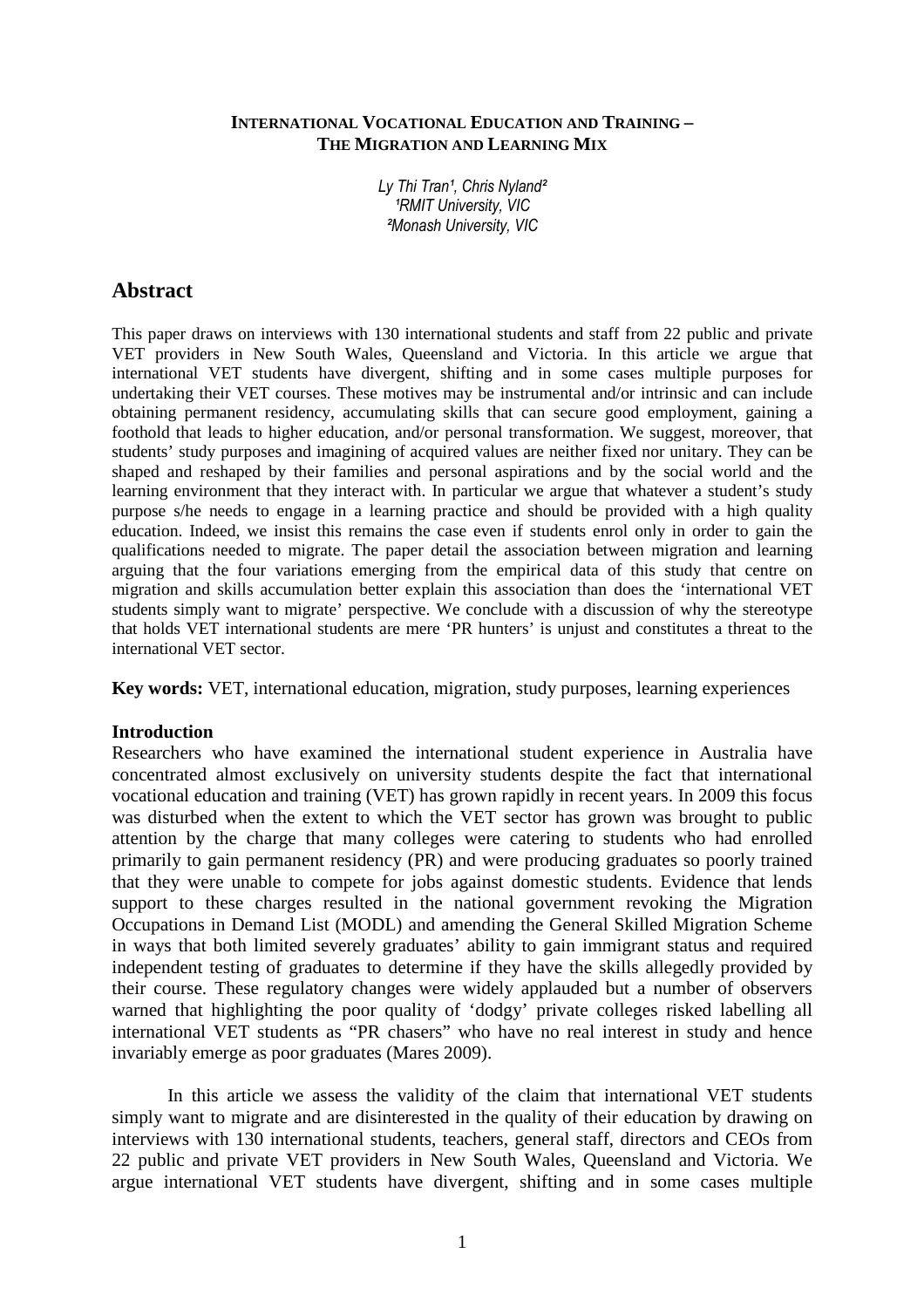# INTERNATIONAL VOCATIONAL EDUCATION AND TRAINING – THE MIGRATION AND LEARNING MIX

*Ly Thi Tran[1], Chris Nyland[2]*
*[1]RMIT University, VIC*
*[2]Monash University, VIC*

## Abstract

This paper draws on interviews with 130 international students and staff from 22 public and private VET providers in New South Wales, Queensland and Victoria. In this article we argue that international VET students have divergent, shifting and in some cases multiple purposes for undertaking their VET courses. These motives may be instrumental and/or intrinsic and can include obtaining permanent residency, accumulating skills that can secure good employment, gaining a foothold that leads to higher education, and/or personal transformation. We suggest, moreover, that students' study purposes and imagining of acquired values are neither fixed nor unitary. They can be shaped and reshaped by their families and personal aspirations and by the social world and the learning environment that they interact with. In particular we argue that whatever a student's study purpose s/he needs to engage in a learning practice and should be provided with a high quality education. Indeed, we insist this remains the case even if students enrol only in order to gain the qualifications needed to migrate. The paper detail the association between migration and learning arguing that the four variations emerging from the empirical data of this study that centre on migration and skills accumulation better explain this association than does the 'international VET students simply want to migrate' perspective. We conclude with a discussion of why the stereotype that holds VET international students are mere 'PR hunters' is unjust and constitutes a threat to the international VET sector.

**Key words:** VET, international education, migration, study purposes, learning experiences

### Introduction

Researchers who have examined the international student experience in Australia have concentrated almost exclusively on university students despite the fact that international vocational education and training (VET) has grown rapidly in recent years. In 2009 this focus was disturbed when the extent to which the VET sector has grown was brought to public attention by the charge that many colleges were catering to students who had enrolled primarily to gain permanent residency (PR) and were producing graduates so poorly trained that they were unable to compete for jobs against domestic students. Evidence that lends support to these charges resulted in the national government revoking the Migration Occupations in Demand List (MODL) and amending the General Skilled Migration Scheme in ways that both limited severely graduates' ability to gain immigrant status and required independent testing of graduates to determine if they have the skills allegedly provided by their course. These regulatory changes were widely applauded but a number of observers warned that highlighting the poor quality of 'dodgy' private colleges risked labelling all international VET students as "PR chasers" who have no real interest in study and hence invariably emerge as poor graduates (Mares 2009).

In this article we assess the validity of the claim that international VET students simply want to migrate and are disinterested in the quality of their education by drawing on interviews with 130 international students, teachers, general staff, directors and CEOs from 22 public and private VET providers in New South Wales, Queensland and Victoria. We argue international VET students have divergent, shifting and in some cases multiple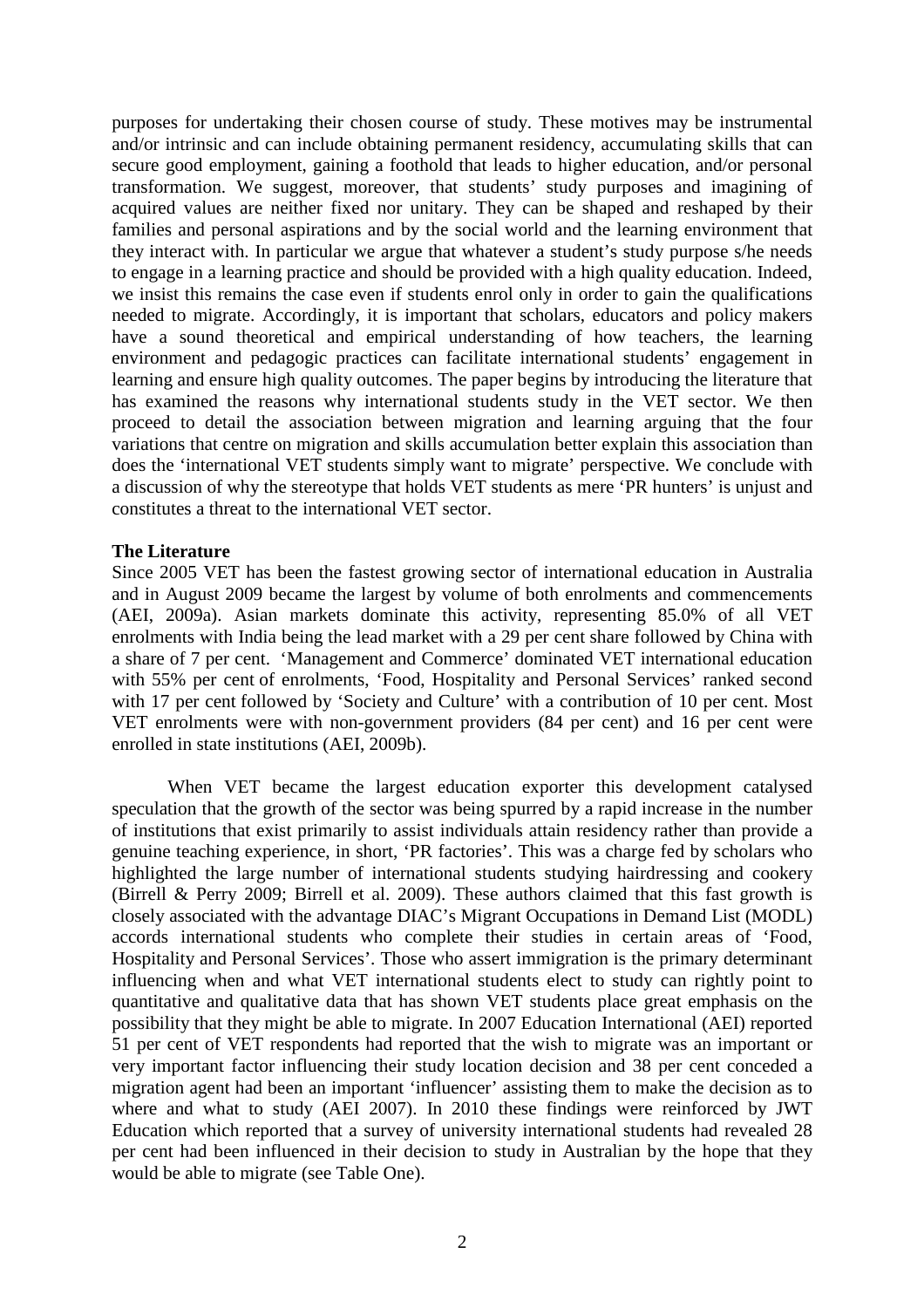purposes for undertaking their chosen course of study. These motives may be instrumental and/or intrinsic and can include obtaining permanent residency, accumulating skills that can secure good employment, gaining a foothold that leads to higher education, and/or personal transformation. We suggest, moreover, that students' study purposes and imagining of acquired values are neither fixed nor unitary. They can be shaped and reshaped by their families and personal aspirations and by the social world and the learning environment that they interact with. In particular we argue that whatever a student's study purpose s/he needs to engage in a learning practice and should be provided with a high quality education. Indeed, we insist this remains the case even if students enrol only in order to gain the qualifications needed to migrate. Accordingly, it is important that scholars, educators and policy makers have a sound theoretical and empirical understanding of how teachers, the learning environment and pedagogic practices can facilitate international students' engagement in learning and ensure high quality outcomes. The paper begins by introducing the literature that has examined the reasons why international students study in the VET sector. We then proceed to detail the association between migration and learning arguing that the four variations that centre on migration and skills accumulation better explain this association than does the 'international VET students simply want to migrate' perspective. We conclude with a discussion of why the stereotype that holds VET students as mere 'PR hunters' is unjust and constitutes a threat to the international VET sector.

**The Literature**

Since 2005 VET has been the fastest growing sector of international education in Australia and in August 2009 became the largest by volume of both enrolments and commencements (AEI, 2009a). Asian markets dominate this activity, representing 85.0% of all VET enrolments with India being the lead market with a 29 per cent share followed by China with a share of 7 per cent. 'Management and Commerce' dominated VET international education with 55% per cent of enrolments, 'Food, Hospitality and Personal Services' ranked second with 17 per cent followed by 'Society and Culture' with a contribution of 10 per cent. Most VET enrolments were with non-government providers (84 per cent) and 16 per cent were enrolled in state institutions (AEI, 2009b).

When VET became the largest education exporter this development catalysed speculation that the growth of the sector was being spurred by a rapid increase in the number of institutions that exist primarily to assist individuals attain residency rather than provide a genuine teaching experience, in short, 'PR factories'. This was a charge fed by scholars who highlighted the large number of international students studying hairdressing and cookery (Birrell & Perry 2009; Birrell et al. 2009). These authors claimed that this fast growth is closely associated with the advantage DIAC's Migrant Occupations in Demand List (MODL) accords international students who complete their studies in certain areas of 'Food, Hospitality and Personal Services'. Those who assert immigration is the primary determinant influencing when and what VET international students elect to study can rightly point to quantitative and qualitative data that has shown VET students place great emphasis on the possibility that they might be able to migrate. In 2007 Education International (AEI) reported 51 per cent of VET respondents had reported that the wish to migrate was an important or very important factor influencing their study location decision and 38 per cent conceded a migration agent had been an important 'influencer' assisting them to make the decision as to where and what to study (AEI 2007). In 2010 these findings were reinforced by JWT Education which reported that a survey of university international students had revealed 28 per cent had been influenced in their decision to study in Australian by the hope that they would be able to migrate (see Table One).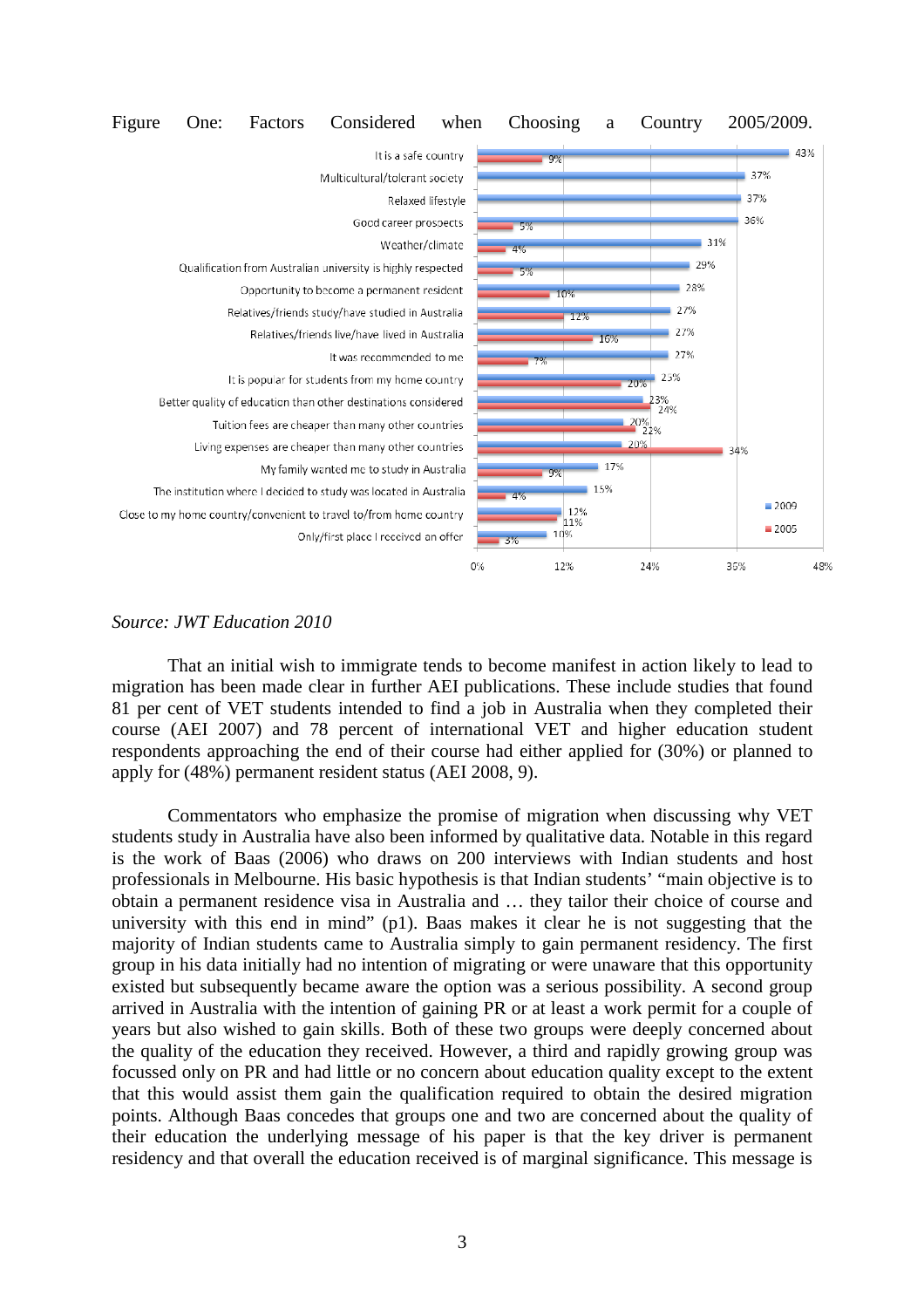Figure One: Factors Considered when Choosing a Country 2005/2009.

| Factor | 2009 | 2005 |
|---|---|---|
| It is a safe country | 43% | 9% |
| Multicultural/tolerant society | 37% | |
| Relaxed lifestyle | 37% | |
| Good career prospects | 36% | 5% |
| Weather/climate | 31% | 4% |
| Qualification from Australian university is highly respected | 29% | 5% |
| Opportunity to become a permanent resident | 28% | 10% |
| Relatives/friends study/have studied in Australia | 27% | 12% |
| Relatives/friends live/have lived in Australia | 27% | 16% |
| It was recommended to me | 27% | 7% |
| It is popular for students from my home country | 25% | 20% |
| Better quality of education than other destinations considered | 23% | 24% |
| Tuition fees are cheaper than many other countries | 20% | 22% |
| Living expenses are cheaper than many other countries | 20% | 34% |
| My family wanted me to study in Australia | 17% | 9% |
| The institution where I decided to study was located in Australia | 15% | 4% |
| Close to my home country/convenient to travel to/from home country | 12% | 11% |
| Only/first place I received an offer | 10% | 3% |

*Source: JWT Education 2010*

That an initial wish to immigrate tends to become manifest in action likely to lead to migration has been made clear in further AEI publications. These include studies that found 81 per cent of VET students intended to find a job in Australia when they completed their course (AEI 2007) and 78 percent of international VET and higher education student respondents approaching the end of their course had either applied for (30%) or planned to apply for (48%) permanent resident status (AEI 2008, 9).

Commentators who emphasize the promise of migration when discussing why VET students study in Australia have also been informed by qualitative data. Notable in this regard is the work of Baas (2006) who draws on 200 interviews with Indian students and host professionals in Melbourne. His basic hypothesis is that Indian students' "main objective is to obtain a permanent residence visa in Australia and … they tailor their choice of course and university with this end in mind" (p1). Baas makes it clear he is not suggesting that the majority of Indian students came to Australia simply to gain permanent residency. The first group in his data initially had no intention of migrating or were unaware that this opportunity existed but subsequently became aware the option was a serious possibility. A second group arrived in Australia with the intention of gaining PR or at least a work permit for a couple of years but also wished to gain skills. Both of these two groups were deeply concerned about the quality of the education they received. However, a third and rapidly growing group was focussed only on PR and had little or no concern about education quality except to the extent that this would assist them gain the qualification required to obtain the desired migration points. Although Baas concedes that groups one and two are concerned about the quality of their education the underlying message of his paper is that the key driver is permanent residency and that overall the education received is of marginal significance. This message is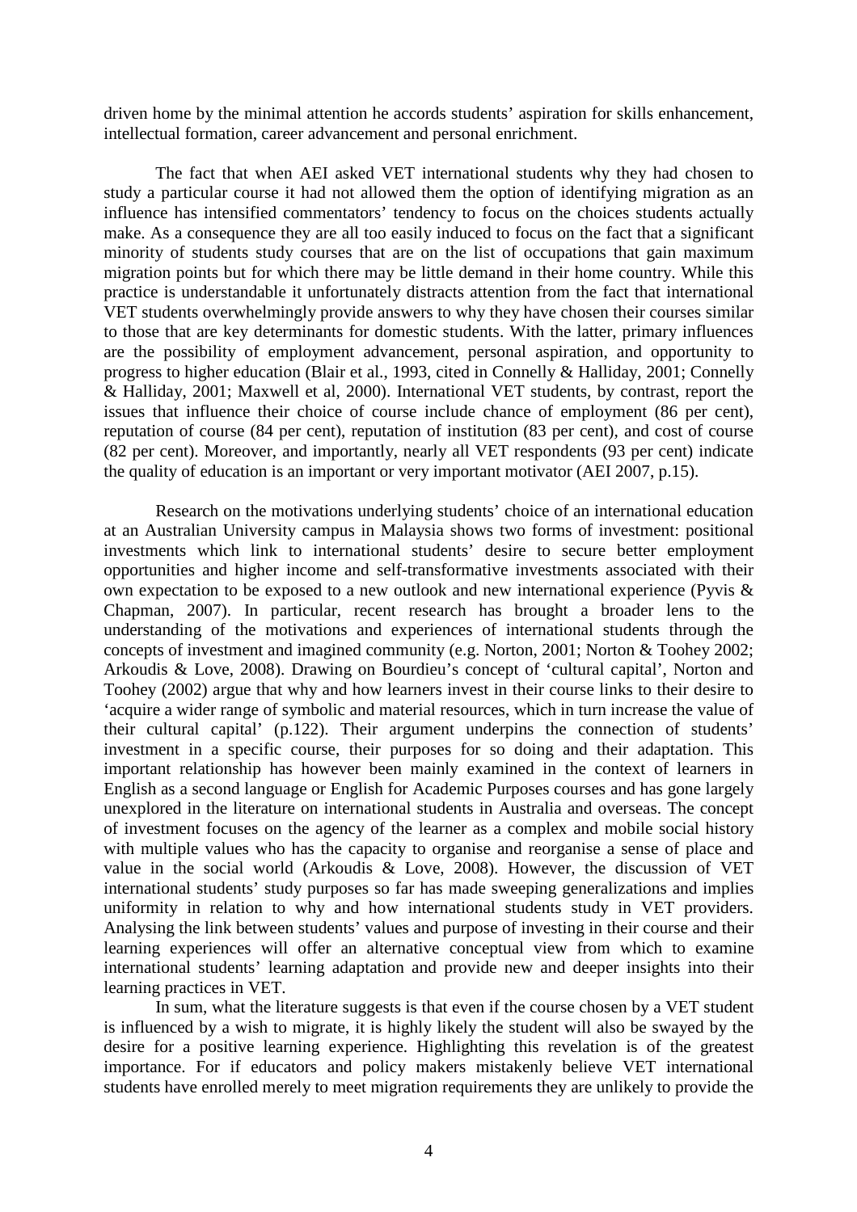driven home by the minimal attention he accords students' aspiration for skills enhancement, intellectual formation, career advancement and personal enrichment.

The fact that when AEI asked VET international students why they had chosen to study a particular course it had not allowed them the option of identifying migration as an influence has intensified commentators' tendency to focus on the choices students actually make. As a consequence they are all too easily induced to focus on the fact that a significant minority of students study courses that are on the list of occupations that gain maximum migration points but for which there may be little demand in their home country. While this practice is understandable it unfortunately distracts attention from the fact that international VET students overwhelmingly provide answers to why they have chosen their courses similar to those that are key determinants for domestic students. With the latter, primary influences are the possibility of employment advancement, personal aspiration, and opportunity to progress to higher education (Blair et al., 1993, cited in Connelly & Halliday, 2001; Connelly & Halliday, 2001; Maxwell et al, 2000). International VET students, by contrast, report the issues that influence their choice of course include chance of employment (86 per cent), reputation of course (84 per cent), reputation of institution (83 per cent), and cost of course (82 per cent). Moreover, and importantly, nearly all VET respondents (93 per cent) indicate the quality of education is an important or very important motivator (AEI 2007, p.15).

Research on the motivations underlying students' choice of an international education at an Australian University campus in Malaysia shows two forms of investment: positional investments which link to international students' desire to secure better employment opportunities and higher income and self-transformative investments associated with their own expectation to be exposed to a new outlook and new international experience (Pyvis & Chapman, 2007). In particular, recent research has brought a broader lens to the understanding of the motivations and experiences of international students through the concepts of investment and imagined community (e.g. Norton, 2001; Norton & Toohey 2002; Arkoudis & Love, 2008). Drawing on Bourdieu's concept of 'cultural capital', Norton and Toohey (2002) argue that why and how learners invest in their course links to their desire to 'acquire a wider range of symbolic and material resources, which in turn increase the value of their cultural capital' (p.122). Their argument underpins the connection of students' investment in a specific course, their purposes for so doing and their adaptation. This important relationship has however been mainly examined in the context of learners in English as a second language or English for Academic Purposes courses and has gone largely unexplored in the literature on international students in Australia and overseas. The concept of investment focuses on the agency of the learner as a complex and mobile social history with multiple values who has the capacity to organise and reorganise a sense of place and value in the social world (Arkoudis & Love, 2008). However, the discussion of VET international students' study purposes so far has made sweeping generalizations and implies uniformity in relation to why and how international students study in VET providers. Analysing the link between students' values and purpose of investing in their course and their learning experiences will offer an alternative conceptual view from which to examine international students' learning adaptation and provide new and deeper insights into their learning practices in VET.

In sum, what the literature suggests is that even if the course chosen by a VET student is influenced by a wish to migrate, it is highly likely the student will also be swayed by the desire for a positive learning experience. Highlighting this revelation is of the greatest importance. For if educators and policy makers mistakenly believe VET international students have enrolled merely to meet migration requirements they are unlikely to provide the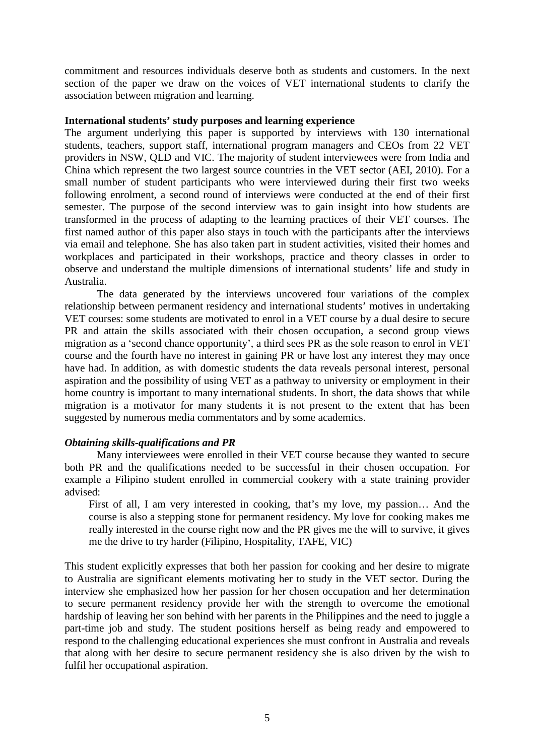commitment and resources individuals deserve both as students and customers. In the next section of the paper we draw on the voices of VET international students to clarify the association between migration and learning.

**International students' study purposes and learning experience**

The argument underlying this paper is supported by interviews with 130 international students, teachers, support staff, international program managers and CEOs from 22 VET providers in NSW, QLD and VIC. The majority of student interviewees were from India and China which represent the two largest source countries in the VET sector (AEI, 2010). For a small number of student participants who were interviewed during their first two weeks following enrolment, a second round of interviews were conducted at the end of their first semester. The purpose of the second interview was to gain insight into how students are transformed in the process of adapting to the learning practices of their VET courses. The first named author of this paper also stays in touch with the participants after the interviews via email and telephone. She has also taken part in student activities, visited their homes and workplaces and participated in their workshops, practice and theory classes in order to observe and understand the multiple dimensions of international students' life and study in Australia.

The data generated by the interviews uncovered four variations of the complex relationship between permanent residency and international students' motives in undertaking VET courses: some students are motivated to enrol in a VET course by a dual desire to secure PR and attain the skills associated with their chosen occupation, a second group views migration as a 'second chance opportunity', a third sees PR as the sole reason to enrol in VET course and the fourth have no interest in gaining PR or have lost any interest they may once have had. In addition, as with domestic students the data reveals personal interest, personal aspiration and the possibility of using VET as a pathway to university or employment in their home country is important to many international students. In short, the data shows that while migration is a motivator for many students it is not present to the extent that has been suggested by numerous media commentators and by some academics.

***Obtaining skills-qualifications and PR***

Many interviewees were enrolled in their VET course because they wanted to secure both PR and the qualifications needed to be successful in their chosen occupation. For example a Filipino student enrolled in commercial cookery with a state training provider advised:

> First of all, I am very interested in cooking, that's my love, my passion… And the course is also a stepping stone for permanent residency. My love for cooking makes me really interested in the course right now and the PR gives me the will to survive, it gives me the drive to try harder (Filipino, Hospitality, TAFE, VIC)

This student explicitly expresses that both her passion for cooking and her desire to migrate to Australia are significant elements motivating her to study in the VET sector. During the interview she emphasized how her passion for her chosen occupation and her determination to secure permanent residency provide her with the strength to overcome the emotional hardship of leaving her son behind with her parents in the Philippines and the need to juggle a part-time job and study. The student positions herself as being ready and empowered to respond to the challenging educational experiences she must confront in Australia and reveals that along with her desire to secure permanent residency she is also driven by the wish to fulfil her occupational aspiration.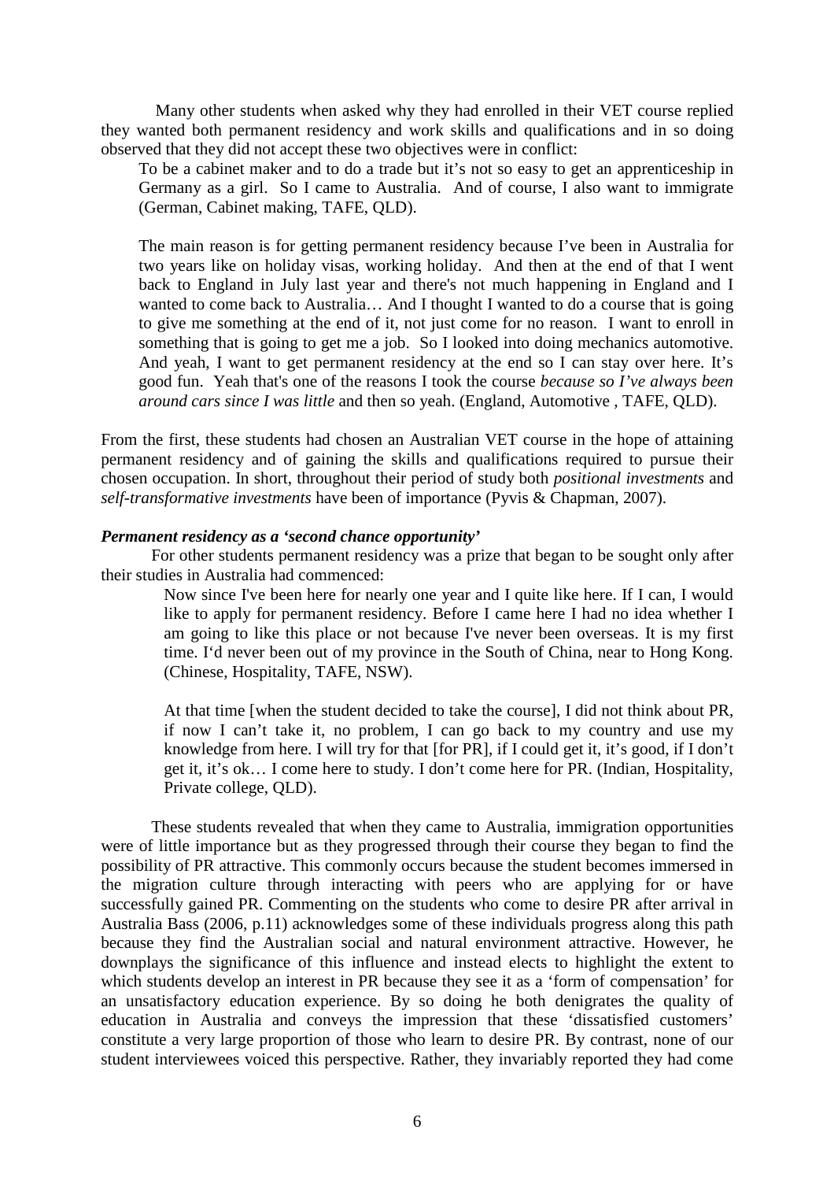Many other students when asked why they had enrolled in their VET course replied they wanted both permanent residency and work skills and qualifications and in so doing observed that they did not accept these two objectives were in conflict:

> To be a cabinet maker and to do a trade but it's not so easy to get an apprenticeship in Germany as a girl. So I came to Australia. And of course, I also want to immigrate (German, Cabinet making, TAFE, QLD).
>
> The main reason is for getting permanent residency because I've been in Australia for two years like on holiday visas, working holiday. And then at the end of that I went back to England in July last year and there's not much happening in England and I wanted to come back to Australia… And I thought I wanted to do a course that is going to give me something at the end of it, not just come for no reason. I want to enroll in something that is going to get me a job. So I looked into doing mechanics automotive. And yeah, I want to get permanent residency at the end so I can stay over here. It's good fun. Yeah that's one of the reasons I took the course *because so I've always been around cars since I was little* and then so yeah. (England, Automotive , TAFE, QLD).

From the first, these students had chosen an Australian VET course in the hope of attaining permanent residency and of gaining the skills and qualifications required to pursue their chosen occupation. In short, throughout their period of study both *positional investments* and *self-transformative investments* have been of importance (Pyvis & Chapman, 2007).

### *Permanent residency as a 'second chance opportunity'*

For other students permanent residency was a prize that began to be sought only after their studies in Australia had commenced:

> Now since I've been here for nearly one year and I quite like here. If I can, I would like to apply for permanent residency. Before I came here I had no idea whether I am going to like this place or not because I've never been overseas. It is my first time. I'd never been out of my province in the South of China, near to Hong Kong. (Chinese, Hospitality, TAFE, NSW).
>
> At that time [when the student decided to take the course], I did not think about PR, if now I can't take it, no problem, I can go back to my country and use my knowledge from here. I will try for that [for PR], if I could get it, it's good, if I don't get it, it's ok… I come here to study. I don't come here for PR. (Indian, Hospitality, Private college, QLD).

These students revealed that when they came to Australia, immigration opportunities were of little importance but as they progressed through their course they began to find the possibility of PR attractive. This commonly occurs because the student becomes immersed in the migration culture through interacting with peers who are applying for or have successfully gained PR. Commenting on the students who come to desire PR after arrival in Australia Bass (2006, p.11) acknowledges some of these individuals progress along this path because they find the Australian social and natural environment attractive. However, he downplays the significance of this influence and instead elects to highlight the extent to which students develop an interest in PR because they see it as a 'form of compensation' for an unsatisfactory education experience. By so doing he both denigrates the quality of education in Australia and conveys the impression that these 'dissatisfied customers' constitute a very large proportion of those who learn to desire PR. By contrast, none of our student interviewees voiced this perspective. Rather, they invariably reported they had come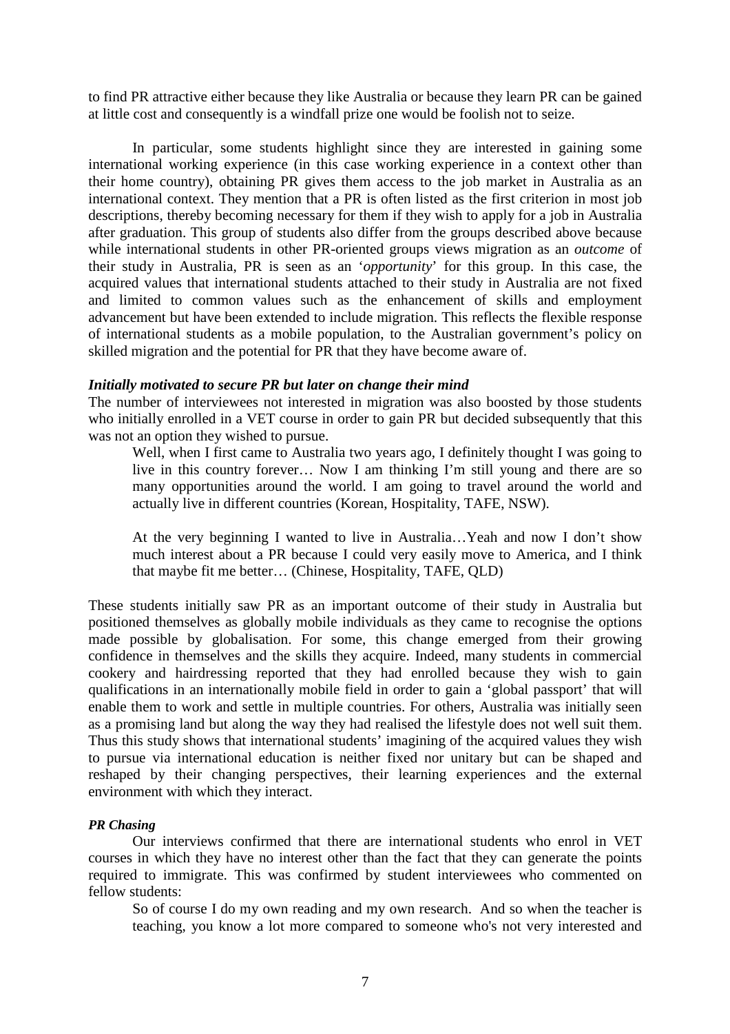to find PR attractive either because they like Australia or because they learn PR can be gained at little cost and consequently is a windfall prize one would be foolish not to seize.

In particular, some students highlight since they are interested in gaining some international working experience (in this case working experience in a context other than their home country), obtaining PR gives them access to the job market in Australia as an international context. They mention that a PR is often listed as the first criterion in most job descriptions, thereby becoming necessary for them if they wish to apply for a job in Australia after graduation. This group of students also differ from the groups described above because while international students in other PR-oriented groups views migration as an *outcome* of their study in Australia, PR is seen as an '*opportunity*' for this group. In this case, the acquired values that international students attached to their study in Australia are not fixed and limited to common values such as the enhancement of skills and employment advancement but have been extended to include migration. This reflects the flexible response of international students as a mobile population, to the Australian government's policy on skilled migration and the potential for PR that they have become aware of.

***Initially motivated to secure PR but later on change their mind***

The number of interviewees not interested in migration was also boosted by those students who initially enrolled in a VET course in order to gain PR but decided subsequently that this was not an option they wished to pursue.

> Well, when I first came to Australia two years ago, I definitely thought I was going to live in this country forever… Now I am thinking I'm still young and there are so many opportunities around the world. I am going to travel around the world and actually live in different countries (Korean, Hospitality, TAFE, NSW).
>
> At the very beginning I wanted to live in Australia…Yeah and now I don't show much interest about a PR because I could very easily move to America, and I think that maybe fit me better… (Chinese, Hospitality, TAFE, QLD)

These students initially saw PR as an important outcome of their study in Australia but positioned themselves as globally mobile individuals as they came to recognise the options made possible by globalisation. For some, this change emerged from their growing confidence in themselves and the skills they acquire. Indeed, many students in commercial cookery and hairdressing reported that they had enrolled because they wish to gain qualifications in an internationally mobile field in order to gain a 'global passport' that will enable them to work and settle in multiple countries. For others, Australia was initially seen as a promising land but along the way they had realised the lifestyle does not well suit them. Thus this study shows that international students' imagining of the acquired values they wish to pursue via international education is neither fixed nor unitary but can be shaped and reshaped by their changing perspectives, their learning experiences and the external environment with which they interact.

***PR Chasing***

Our interviews confirmed that there are international students who enrol in VET courses in which they have no interest other than the fact that they can generate the points required to immigrate. This was confirmed by student interviewees who commented on fellow students:

> So of course I do my own reading and my own research. And so when the teacher is teaching, you know a lot more compared to someone who's not very interested and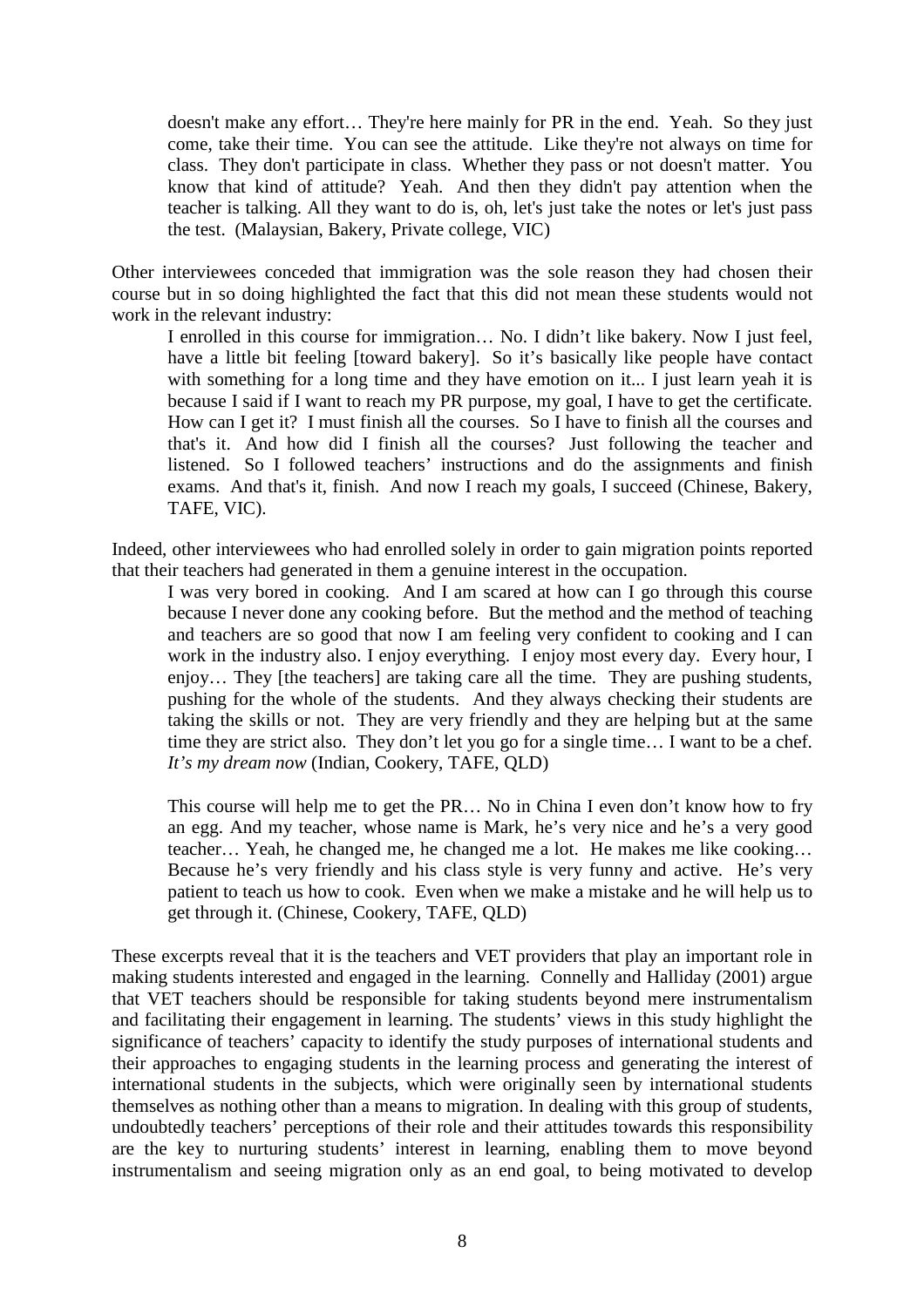> doesn't make any effort… They're here mainly for PR in the end. Yeah. So they just come, take their time. You can see the attitude. Like they're not always on time for class. They don't participate in class. Whether they pass or not doesn't matter. You know that kind of attitude? Yeah. And then they didn't pay attention when the teacher is talking. All they want to do is, oh, let's just take the notes or let's just pass the test. (Malaysian, Bakery, Private college, VIC)

Other interviewees conceded that immigration was the sole reason they had chosen their course but in so doing highlighted the fact that this did not mean these students would not work in the relevant industry:

> I enrolled in this course for immigration… No. I didn't like bakery. Now I just feel, have a little bit feeling [toward bakery]. So it's basically like people have contact with something for a long time and they have emotion on it... I just learn yeah it is because I said if I want to reach my PR purpose, my goal, I have to get the certificate. How can I get it? I must finish all the courses. So I have to finish all the courses and that's it. And how did I finish all the courses? Just following the teacher and listened. So I followed teachers' instructions and do the assignments and finish exams. And that's it, finish. And now I reach my goals, I succeed (Chinese, Bakery, TAFE, VIC).

Indeed, other interviewees who had enrolled solely in order to gain migration points reported that their teachers had generated in them a genuine interest in the occupation.

> I was very bored in cooking. And I am scared at how can I go through this course because I never done any cooking before. But the method and the method of teaching and teachers are so good that now I am feeling very confident to cooking and I can work in the industry also. I enjoy everything. I enjoy most every day. Every hour, I enjoy… They [the teachers] are taking care all the time. They are pushing students, pushing for the whole of the students. And they always checking their students are taking the skills or not. They are very friendly and they are helping but at the same time they are strict also. They don't let you go for a single time… I want to be a chef. *It's my dream now* (Indian, Cookery, TAFE, QLD)
>
> This course will help me to get the PR… No in China I even don't know how to fry an egg. And my teacher, whose name is Mark, he's very nice and he's a very good teacher… Yeah, he changed me, he changed me a lot. He makes me like cooking… Because he's very friendly and his class style is very funny and active. He's very patient to teach us how to cook. Even when we make a mistake and he will help us to get through it. (Chinese, Cookery, TAFE, QLD)

These excerpts reveal that it is the teachers and VET providers that play an important role in making students interested and engaged in the learning. Connelly and Halliday (2001) argue that VET teachers should be responsible for taking students beyond mere instrumentalism and facilitating their engagement in learning. The students' views in this study highlight the significance of teachers' capacity to identify the study purposes of international students and their approaches to engaging students in the learning process and generating the interest of international students in the subjects, which were originally seen by international students themselves as nothing other than a means to migration. In dealing with this group of students, undoubtedly teachers' perceptions of their role and their attitudes towards this responsibility are the key to nurturing students' interest in learning, enabling them to move beyond instrumentalism and seeing migration only as an end goal, to being motivated to develop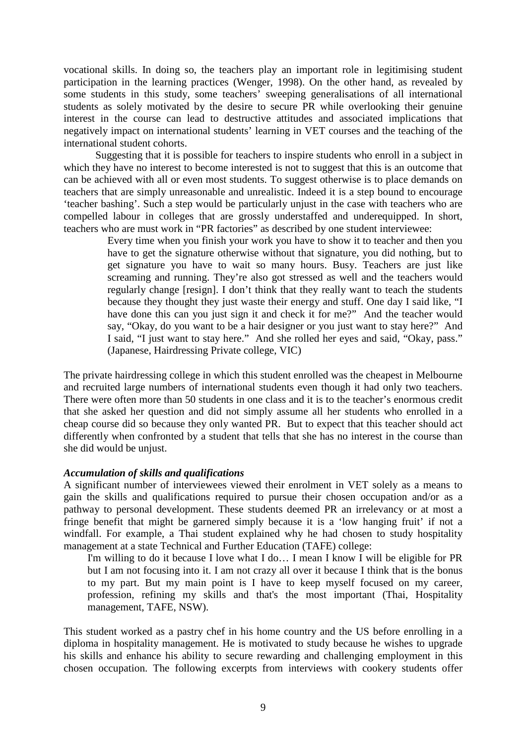vocational skills. In doing so, the teachers play an important role in legitimising student participation in the learning practices (Wenger, 1998). On the other hand, as revealed by some students in this study, some teachers' sweeping generalisations of all international students as solely motivated by the desire to secure PR while overlooking their genuine interest in the course can lead to destructive attitudes and associated implications that negatively impact on international students' learning in VET courses and the teaching of the international student cohorts.

Suggesting that it is possible for teachers to inspire students who enroll in a subject in which they have no interest to become interested is not to suggest that this is an outcome that can be achieved with all or even most students. To suggest otherwise is to place demands on teachers that are simply unreasonable and unrealistic. Indeed it is a step bound to encourage 'teacher bashing'. Such a step would be particularly unjust in the case with teachers who are compelled labour in colleges that are grossly understaffed and underequipped. In short, teachers who are must work in "PR factories" as described by one student interviewee:

> Every time when you finish your work you have to show it to teacher and then you have to get the signature otherwise without that signature, you did nothing, but to get signature you have to wait so many hours. Busy. Teachers are just like screaming and running. They're also got stressed as well and the teachers would regularly change [resign]. I don't think that they really want to teach the students because they thought they just waste their energy and stuff. One day I said like, "I have done this can you just sign it and check it for me?" And the teacher would say, "Okay, do you want to be a hair designer or you just want to stay here?" And I said, "I just want to stay here." And she rolled her eyes and said, "Okay, pass." (Japanese, Hairdressing Private college, VIC)

The private hairdressing college in which this student enrolled was the cheapest in Melbourne and recruited large numbers of international students even though it had only two teachers. There were often more than 50 students in one class and it is to the teacher's enormous credit that she asked her question and did not simply assume all her students who enrolled in a cheap course did so because they only wanted PR. But to expect that this teacher should act differently when confronted by a student that tells that she has no interest in the course than she did would be unjust.

***Accumulation of skills and qualifications***

A significant number of interviewees viewed their enrolment in VET solely as a means to gain the skills and qualifications required to pursue their chosen occupation and/or as a pathway to personal development. These students deemed PR an irrelevancy or at most a fringe benefit that might be garnered simply because it is a 'low hanging fruit' if not a windfall. For example, a Thai student explained why he had chosen to study hospitality management at a state Technical and Further Education (TAFE) college:

> I'm willing to do it because I love what I do… I mean I know I will be eligible for PR but I am not focusing into it. I am not crazy all over it because I think that is the bonus to my part. But my main point is I have to keep myself focused on my career, profession, refining my skills and that's the most important (Thai, Hospitality management, TAFE, NSW).

This student worked as a pastry chef in his home country and the US before enrolling in a diploma in hospitality management. He is motivated to study because he wishes to upgrade his skills and enhance his ability to secure rewarding and challenging employment in this chosen occupation. The following excerpts from interviews with cookery students offer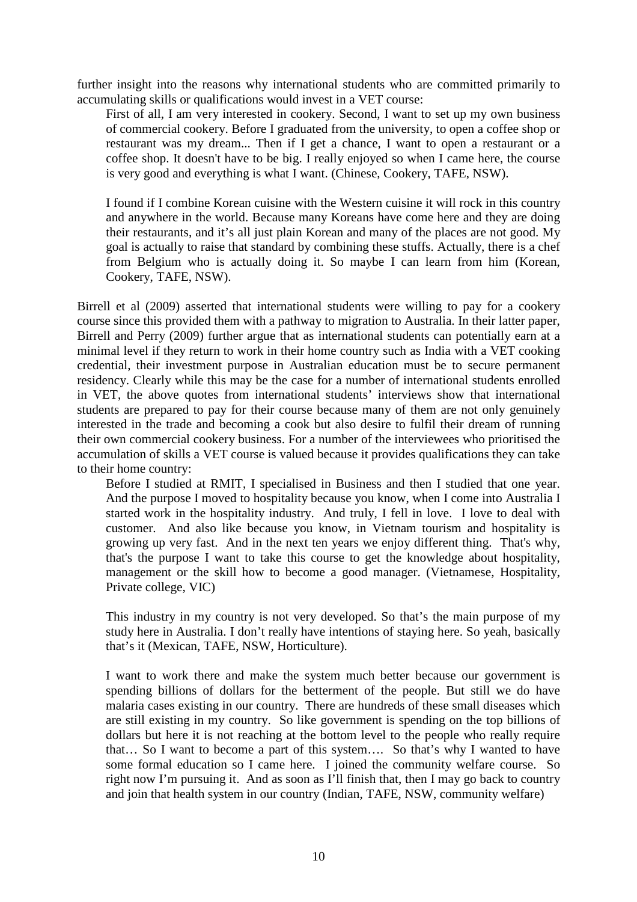further insight into the reasons why international students who are committed primarily to accumulating skills or qualifications would invest in a VET course:

> First of all, I am very interested in cookery. Second, I want to set up my own business of commercial cookery. Before I graduated from the university, to open a coffee shop or restaurant was my dream... Then if I get a chance, I want to open a restaurant or a coffee shop. It doesn't have to be big. I really enjoyed so when I came here, the course is very good and everything is what I want. (Chinese, Cookery, TAFE, NSW).
>
> I found if I combine Korean cuisine with the Western cuisine it will rock in this country and anywhere in the world. Because many Koreans have come here and they are doing their restaurants, and it's all just plain Korean and many of the places are not good. My goal is actually to raise that standard by combining these stuffs. Actually, there is a chef from Belgium who is actually doing it. So maybe I can learn from him (Korean, Cookery, TAFE, NSW).

Birrell et al (2009) asserted that international students were willing to pay for a cookery course since this provided them with a pathway to migration to Australia. In their latter paper, Birrell and Perry (2009) further argue that as international students can potentially earn at a minimal level if they return to work in their home country such as India with a VET cooking credential, their investment purpose in Australian education must be to secure permanent residency. Clearly while this may be the case for a number of international students enrolled in VET, the above quotes from international students' interviews show that international students are prepared to pay for their course because many of them are not only genuinely interested in the trade and becoming a cook but also desire to fulfil their dream of running their own commercial cookery business. For a number of the interviewees who prioritised the accumulation of skills a VET course is valued because it provides qualifications they can take to their home country:

> Before I studied at RMIT, I specialised in Business and then I studied that one year. And the purpose I moved to hospitality because you know, when I come into Australia I started work in the hospitality industry. And truly, I fell in love. I love to deal with customer. And also like because you know, in Vietnam tourism and hospitality is growing up very fast. And in the next ten years we enjoy different thing. That's why, that's the purpose I want to take this course to get the knowledge about hospitality, management or the skill how to become a good manager. (Vietnamese, Hospitality, Private college, VIC)
>
> This industry in my country is not very developed. So that's the main purpose of my study here in Australia. I don't really have intentions of staying here. So yeah, basically that's it (Mexican, TAFE, NSW, Horticulture).
>
> I want to work there and make the system much better because our government is spending billions of dollars for the betterment of the people. But still we do have malaria cases existing in our country. There are hundreds of these small diseases which are still existing in my country. So like government is spending on the top billions of dollars but here it is not reaching at the bottom level to the people who really require that… So I want to become a part of this system…. So that's why I wanted to have some formal education so I came here. I joined the community welfare course. So right now I'm pursuing it. And as soon as I'll finish that, then I may go back to country and join that health system in our country (Indian, TAFE, NSW, community welfare)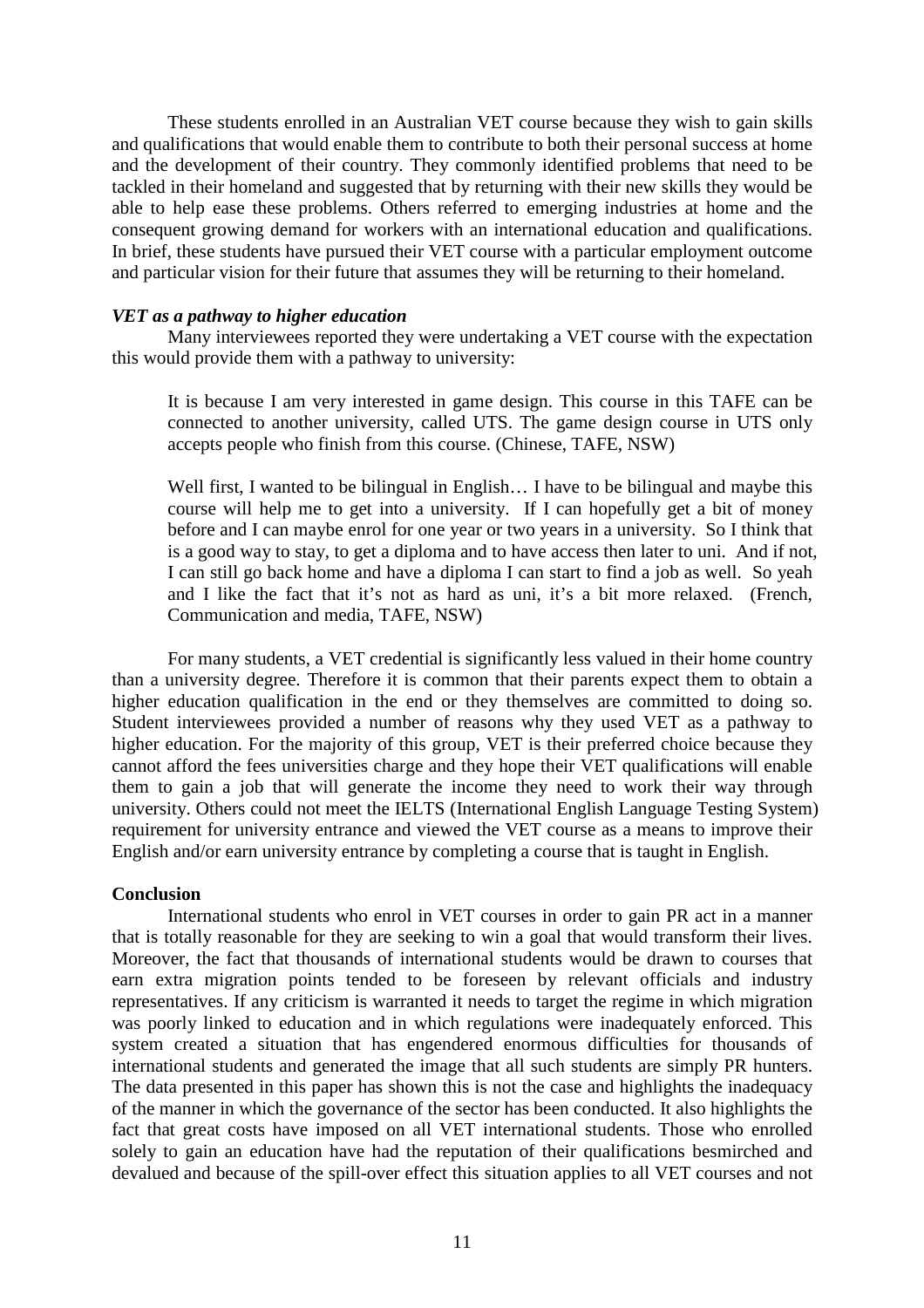These students enrolled in an Australian VET course because they wish to gain skills and qualifications that would enable them to contribute to both their personal success at home and the development of their country. They commonly identified problems that need to be tackled in their homeland and suggested that by returning with their new skills they would be able to help ease these problems. Others referred to emerging industries at home and the consequent growing demand for workers with an international education and qualifications. In brief, these students have pursued their VET course with a particular employment outcome and particular vision for their future that assumes they will be returning to their homeland.

***VET as a pathway to higher education***

Many interviewees reported they were undertaking a VET course with the expectation this would provide them with a pathway to university:

> It is because I am very interested in game design. This course in this TAFE can be connected to another university, called UTS. The game design course in UTS only accepts people who finish from this course. (Chinese, TAFE, NSW)

> Well first, I wanted to be bilingual in English… I have to be bilingual and maybe this course will help me to get into a university. If I can hopefully get a bit of money before and I can maybe enrol for one year or two years in a university. So I think that is a good way to stay, to get a diploma and to have access then later to uni. And if not, I can still go back home and have a diploma I can start to find a job as well. So yeah and I like the fact that it's not as hard as uni, it's a bit more relaxed. (French, Communication and media, TAFE, NSW)

For many students, a VET credential is significantly less valued in their home country than a university degree. Therefore it is common that their parents expect them to obtain a higher education qualification in the end or they themselves are committed to doing so. Student interviewees provided a number of reasons why they used VET as a pathway to higher education. For the majority of this group, VET is their preferred choice because they cannot afford the fees universities charge and they hope their VET qualifications will enable them to gain a job that will generate the income they need to work their way through university. Others could not meet the IELTS (International English Language Testing System) requirement for university entrance and viewed the VET course as a means to improve their English and/or earn university entrance by completing a course that is taught in English.

**Conclusion**

International students who enrol in VET courses in order to gain PR act in a manner that is totally reasonable for they are seeking to win a goal that would transform their lives. Moreover, the fact that thousands of international students would be drawn to courses that earn extra migration points tended to be foreseen by relevant officials and industry representatives. If any criticism is warranted it needs to target the regime in which migration was poorly linked to education and in which regulations were inadequately enforced. This system created a situation that has engendered enormous difficulties for thousands of international students and generated the image that all such students are simply PR hunters. The data presented in this paper has shown this is not the case and highlights the inadequacy of the manner in which the governance of the sector has been conducted. It also highlights the fact that great costs have imposed on all VET international students. Those who enrolled solely to gain an education have had the reputation of their qualifications besmirched and devalued and because of the spill-over effect this situation applies to all VET courses and not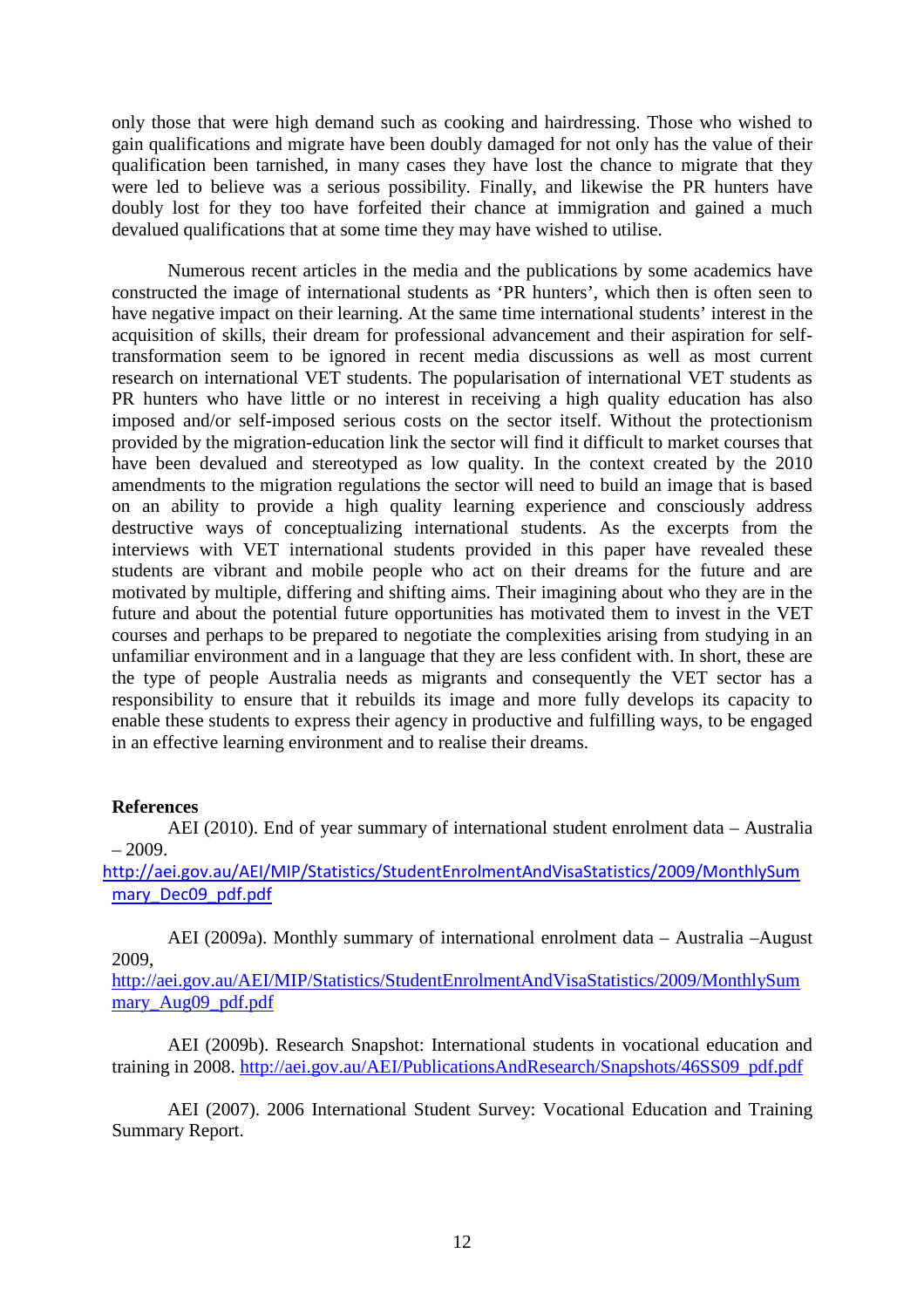only those that were high demand such as cooking and hairdressing. Those who wished to gain qualifications and migrate have been doubly damaged for not only has the value of their qualification been tarnished, in many cases they have lost the chance to migrate that they were led to believe was a serious possibility. Finally, and likewise the PR hunters have doubly lost for they too have forfeited their chance at immigration and gained a much devalued qualifications that at some time they may have wished to utilise.

Numerous recent articles in the media and the publications by some academics have constructed the image of international students as 'PR hunters', which then is often seen to have negative impact on their learning. At the same time international students' interest in the acquisition of skills, their dream for professional advancement and their aspiration for self-transformation seem to be ignored in recent media discussions as well as most current research on international VET students. The popularisation of international VET students as PR hunters who have little or no interest in receiving a high quality education has also imposed and/or self-imposed serious costs on the sector itself. Without the protectionism provided by the migration-education link the sector will find it difficult to market courses that have been devalued and stereotyped as low quality. In the context created by the 2010 amendments to the migration regulations the sector will need to build an image that is based on an ability to provide a high quality learning experience and consciously address destructive ways of conceptualizing international students. As the excerpts from the interviews with VET international students provided in this paper have revealed these students are vibrant and mobile people who act on their dreams for the future and are motivated by multiple, differing and shifting aims. Their imagining about who they are in the future and about the potential future opportunities has motivated them to invest in the VET courses and perhaps to be prepared to negotiate the complexities arising from studying in an unfamiliar environment and in a language that they are less confident with. In short, these are the type of people Australia needs as migrants and consequently the VET sector has a responsibility to ensure that it rebuilds its image and more fully develops its capacity to enable these students to express their agency in productive and fulfilling ways, to be engaged in an effective learning environment and to realise their dreams.

**References**

AEI (2010). End of year summary of international student enrolment data – Australia – 2009. http://aei.gov.au/AEI/MIP/Statistics/StudentEnrolmentAndVisaStatistics/2009/MonthlySummary_Dec09_pdf.pdf

AEI (2009a). Monthly summary of international enrolment data – Australia –August 2009, http://aei.gov.au/AEI/MIP/Statistics/StudentEnrolmentAndVisaStatistics/2009/MonthlySummary_Aug09_pdf.pdf

AEI (2009b). Research Snapshot: International students in vocational education and training in 2008. http://aei.gov.au/AEI/PublicationsAndResearch/Snapshots/46SS09_pdf.pdf

AEI (2007). 2006 International Student Survey: Vocational Education and Training Summary Report.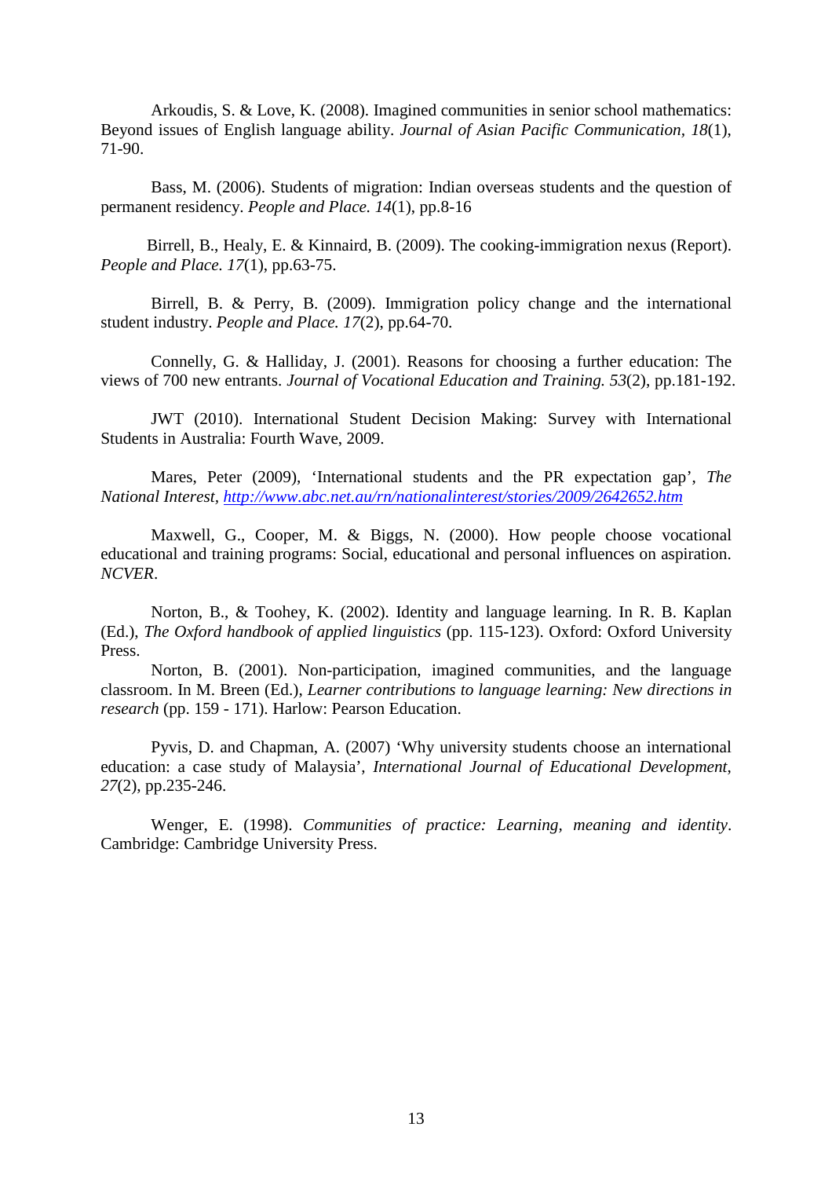Arkoudis, S. & Love, K. (2008). Imagined communities in senior school mathematics: Beyond issues of English language ability. *Journal of Asian Pacific Communication*, *18*(1), 71-90.

Bass, M. (2006). Students of migration: Indian overseas students and the question of permanent residency. *People and Place. 14*(1), pp.8-16

Birrell, B., Healy, E. & Kinnaird, B. (2009). The cooking-immigration nexus (Report). *People and Place. 17*(1), pp.63-75.

Birrell, B. & Perry, B. (2009). Immigration policy change and the international student industry. *People and Place. 17*(2), pp.64-70.

Connelly, G. & Halliday, J. (2001). Reasons for choosing a further education: The views of 700 new entrants. *Journal of Vocational Education and Training. 53*(2), pp.181-192.

JWT (2010). International Student Decision Making: Survey with International Students in Australia: Fourth Wave, 2009.

Mares, Peter (2009), 'International students and the PR expectation gap', *The National Interest*, http://www.abc.net.au/rn/nationalinterest/stories/2009/2642652.htm

Maxwell, G., Cooper, M. & Biggs, N. (2000). How people choose vocational educational and training programs: Social, educational and personal influences on aspiration. *NCVER*.

Norton, B., & Toohey, K. (2002). Identity and language learning. In R. B. Kaplan (Ed.), *The Oxford handbook of applied linguistics* (pp. 115-123). Oxford: Oxford University Press.

Norton, B. (2001). Non-participation, imagined communities, and the language classroom. In M. Breen (Ed.), *Learner contributions to language learning: New directions in research* (pp. 159 - 171). Harlow: Pearson Education.

Pyvis, D. and Chapman, A. (2007) 'Why university students choose an international education: a case study of Malaysia', *International Journal of Educational Development*, *27*(2), pp.235-246.

Wenger, E. (1998). *Communities of practice: Learning, meaning and identity*. Cambridge: Cambridge University Press.